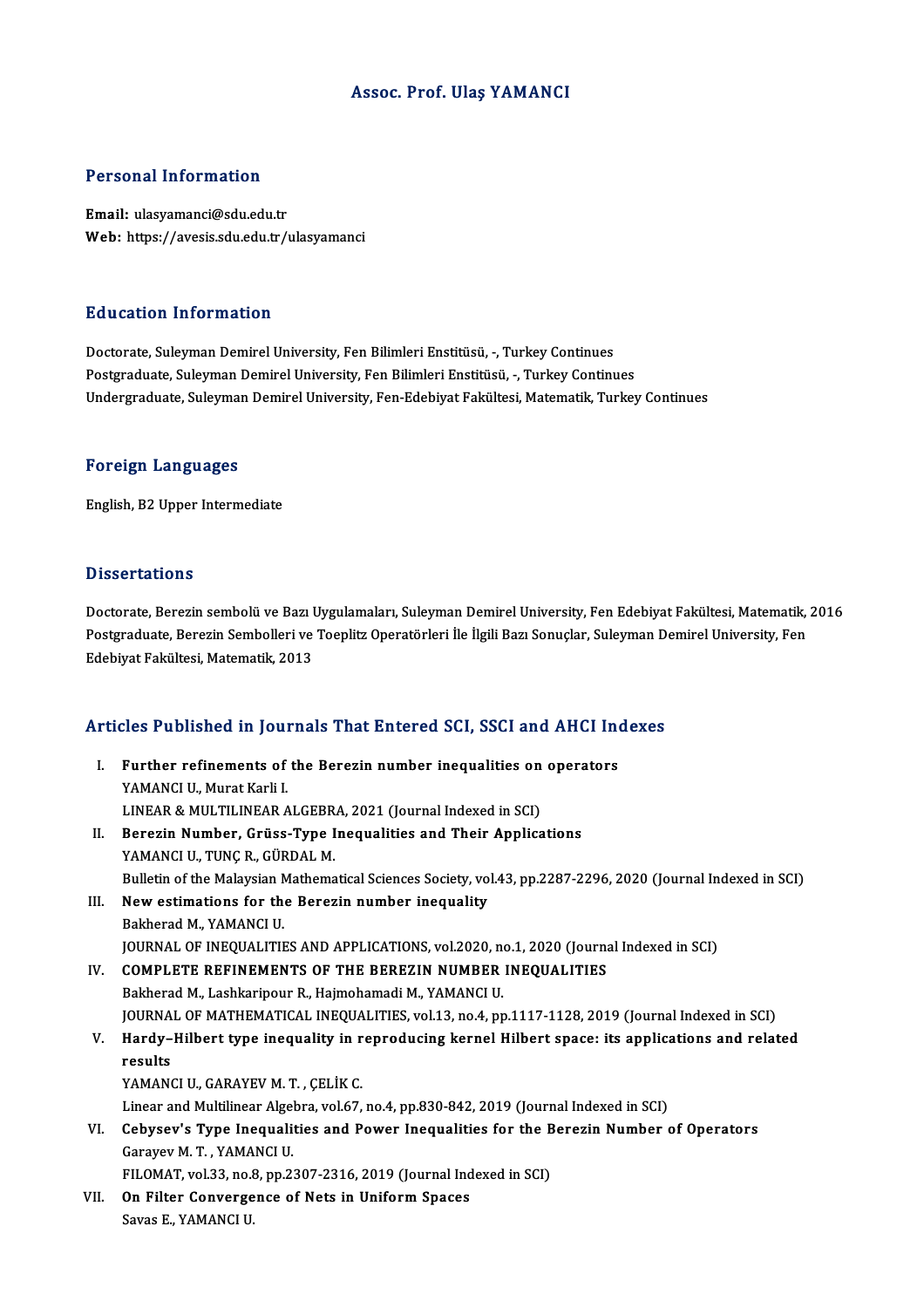# Assoc. Prof. Ulaş YAMANCI

## Personal Information

**Email:** ulasyamanci@sdu.edu.tr
**Web:** https://avesis.sdu.edu.tr/ulasyamanci

## Education Information

Doctorate, Suleyman Demirel University, Fen Bilimleri Enstitüsü, -, Turkey Continues
Postgraduate, Suleyman Demirel University, Fen Bilimleri Enstitüsü, -, Turkey Continues
Undergraduate, Suleyman Demirel University, Fen-Edebiyat Fakültesi, Matematik, Turkey Continues

## Foreign Languages

English, B2 Upper Intermediate

## Dissertations

Doctorate, Berezin sembolü ve Bazı Uygulamaları, Suleyman Demirel University, Fen Edebiyat Fakültesi, Matematik, 2016
Postgraduate, Berezin Sembolleri ve Toeplitz Operatörleri İle İlgili Bazı Sonuçlar, Suleyman Demirel University, Fen Edebiyat Fakültesi, Matematik, 2013

## Articles Published in Journals That Entered SCI, SSCI and AHCI Indexes

I. **Further refinements of the Berezin number inequalities on operators**
YAMANCI U., Murat Karli I.
LINEAR & MULTILINEAR ALGEBRA, 2021 (Journal Indexed in SCI)

II. **Berezin Number, Grüss-Type Inequalities and Their Applications**
YAMANCI U., TUNÇ R., GÜRDAL M.
Bulletin of the Malaysian Mathematical Sciences Society, vol.43, pp.2287-2296, 2020 (Journal Indexed in SCI)

III. **New estimations for the Berezin number inequality**
Bakherad M., YAMANCI U.
JOURNAL OF INEQUALITIES AND APPLICATIONS, vol.2020, no.1, 2020 (Journal Indexed in SCI)

IV. **COMPLETE REFINEMENTS OF THE BEREZIN NUMBER INEQUALITIES**
Bakherad M., Lashkaripour R., Hajmohamadi M., YAMANCI U.
JOURNAL OF MATHEMATICAL INEQUALITIES, vol.13, no.4, pp.1117-1128, 2019 (Journal Indexed in SCI)

V. **Hardy–Hilbert type inequality in reproducing kernel Hilbert space: its applications and related results**
YAMANCI U., GARAYEV M. T. , ÇELİK C.
Linear and Multilinear Algebra, vol.67, no.4, pp.830-842, 2019 (Journal Indexed in SCI)

VI. **Cebysev's Type Inequalities and Power Inequalities for the Berezin Number of Operators**
Garayev M. T. , YAMANCI U.
FILOMAT, vol.33, no.8, pp.2307-2316, 2019 (Journal Indexed in SCI)

VII. **On Filter Convergence of Nets in Uniform Spaces**
Savas E., YAMANCI U.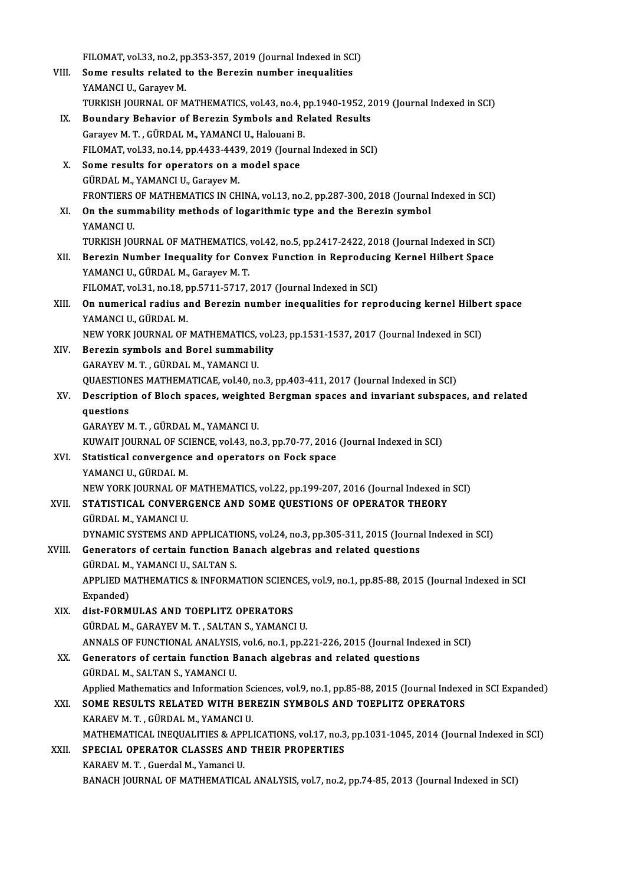FILOMAT, vol.33, no.2, pp.353-357, 2019 (Journal Indexed in SCI)

VIII. **Some results related to the Berezin number inequalities**
YAMANCI U., Garayev M.
TURKISH JOURNAL OF MATHEMATICS, vol.43, no.4, pp.1940-1952, 2019 (Journal Indexed in SCI)

IX. **Boundary Behavior of Berezin Symbols and Related Results**
Garayev M. T. , GÜRDAL M., YAMANCI U., Halouani B.
FILOMAT, vol.33, no.14, pp.4433-4439, 2019 (Journal Indexed in SCI)

X. **Some results for operators on a model space**
GÜRDAL M., YAMANCI U., Garayev M.
FRONTIERS OF MATHEMATICS IN CHINA, vol.13, no.2, pp.287-300, 2018 (Journal Indexed in SCI)

XI. **On the summability methods of logarithmic type and the Berezin symbol**
YAMANCI U.
TURKISH JOURNAL OF MATHEMATICS, vol.42, no.5, pp.2417-2422, 2018 (Journal Indexed in SCI)

XII. **Berezin Number Inequality for Convex Function in Reproducing Kernel Hilbert Space**
YAMANCI U., GÜRDAL M., Garayev M. T.
FILOMAT, vol.31, no.18, pp.5711-5717, 2017 (Journal Indexed in SCI)

XIII. **On numerical radius and Berezin number inequalities for reproducing kernel Hilbert space**
YAMANCI U., GÜRDAL M.
NEW YORK JOURNAL OF MATHEMATICS, vol.23, pp.1531-1537, 2017 (Journal Indexed in SCI)

XIV. **Berezin symbols and Borel summability**
GARAYEV M. T. , GÜRDAL M., YAMANCI U.
QUAESTIONES MATHEMATICAE, vol.40, no.3, pp.403-411, 2017 (Journal Indexed in SCI)

XV. **Description of Bloch spaces, weighted Bergman spaces and invariant subspaces, and related questions**
GARAYEV M. T. , GÜRDAL M., YAMANCI U.
KUWAIT JOURNAL OF SCIENCE, vol.43, no.3, pp.70-77, 2016 (Journal Indexed in SCI)

XVI. **Statistical convergence and operators on Fock space**
YAMANCI U., GÜRDAL M.
NEW YORK JOURNAL OF MATHEMATICS, vol.22, pp.199-207, 2016 (Journal Indexed in SCI)

XVII. **STATISTICAL CONVERGENCE AND SOME QUESTIONS OF OPERATOR THEORY**
GÜRDAL M., YAMANCI U.
DYNAMIC SYSTEMS AND APPLICATIONS, vol.24, no.3, pp.305-311, 2015 (Journal Indexed in SCI)

XVIII. **Generators of certain function Banach algebras and related questions**
GÜRDAL M., YAMANCI U., SALTAN S.
APPLIED MATHEMATICS & INFORMATION SCIENCES, vol.9, no.1, pp.85-88, 2015 (Journal Indexed in SCI Expanded)

XIX. **dist-FORMULAS AND TOEPLITZ OPERATORS**
GÜRDAL M., GARAYEV M. T. , SALTAN S., YAMANCI U.
ANNALS OF FUNCTIONAL ANALYSIS, vol.6, no.1, pp.221-226, 2015 (Journal Indexed in SCI)

XX. **Generators of certain function Banach algebras and related questions**
GÜRDAL M., SALTAN S., YAMANCI U.
Applied Mathematics and Information Sciences, vol.9, no.1, pp.85-88, 2015 (Journal Indexed in SCI Expanded)

XXI. **SOME RESULTS RELATED WITH BEREZIN SYMBOLS AND TOEPLITZ OPERATORS**
KARAEV M. T. , GÜRDAL M., YAMANCI U.
MATHEMATICAL INEQUALITIES & APPLICATIONS, vol.17, no.3, pp.1031-1045, 2014 (Journal Indexed in SCI)

XXII. **SPECIAL OPERATOR CLASSES AND THEIR PROPERTIES**
KARAEV M. T. , Guerdal M., Yamanci U.
BANACH JOURNAL OF MATHEMATICAL ANALYSIS, vol.7, no.2, pp.74-85, 2013 (Journal Indexed in SCI)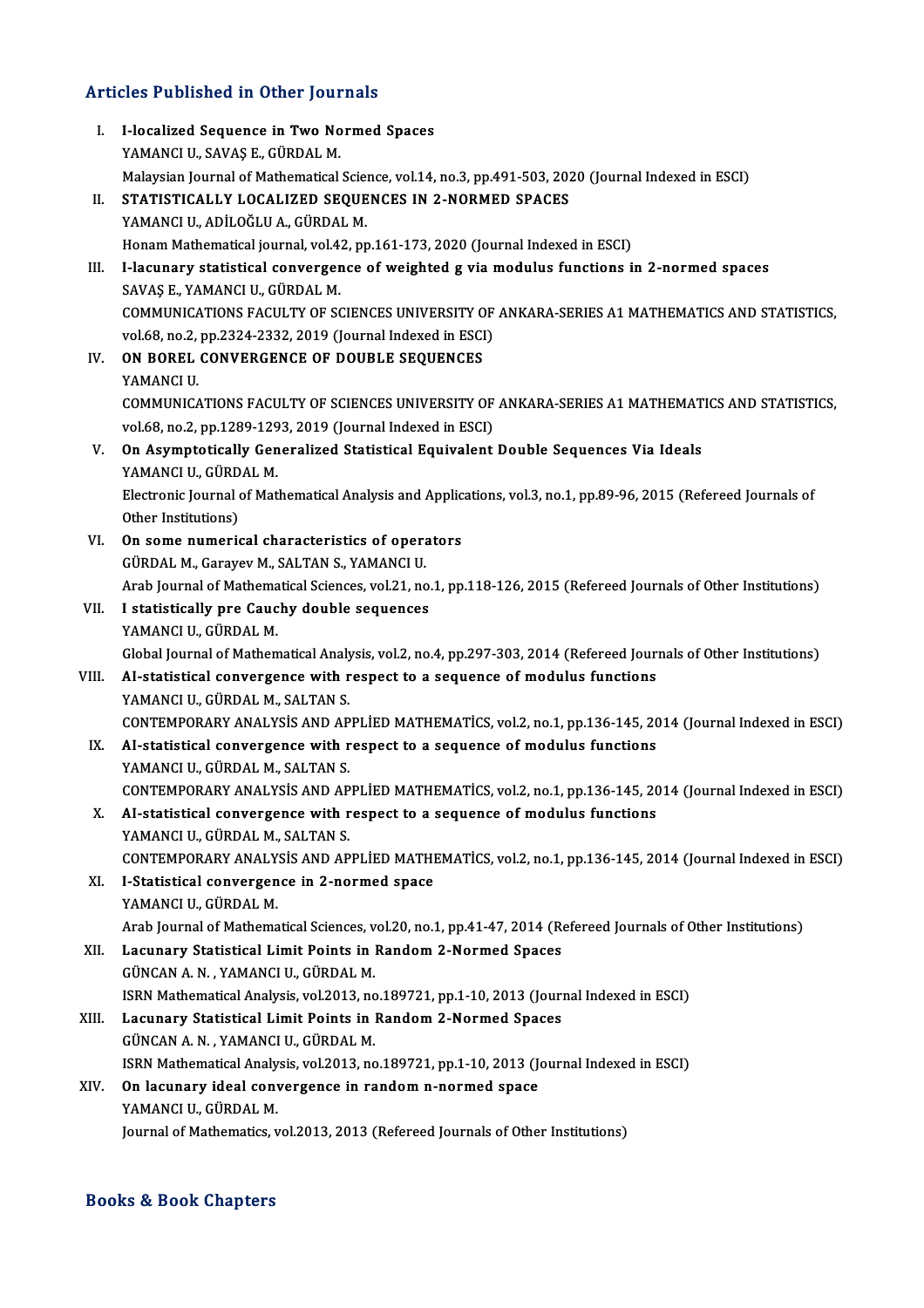## Articles Published in Other Journals

I. **I-localized Sequence in Two Normed Spaces**
YAMANCI U., SAVAŞ E., GÜRDAL M.
Malaysian Journal of Mathematical Science, vol.14, no.3, pp.491-503, 2020 (Journal Indexed in ESCI)

II. **STATISTICALLY LOCALIZED SEQUENCES IN 2-NORMED SPACES**
YAMANCI U., ADİLOĞLU A., GÜRDAL M.
Honam Mathematical journal, vol.42, pp.161-173, 2020 (Journal Indexed in ESCI)

III. **I-lacunary statistical convergence of weighted g via modulus functions in 2-normed spaces**
SAVAŞ E., YAMANCI U., GÜRDAL M.
COMMUNICATIONS FACULTY OF SCIENCES UNIVERSITY OF ANKARA-SERIES A1 MATHEMATICS AND STATISTICS, vol.68, no.2, pp.2324-2332, 2019 (Journal Indexed in ESCI)

IV. **ON BOREL CONVERGENCE OF DOUBLE SEQUENCES**
YAMANCI U.
COMMUNICATIONS FACULTY OF SCIENCES UNIVERSITY OF ANKARA-SERIES A1 MATHEMATICS AND STATISTICS, vol.68, no.2, pp.1289-1293, 2019 (Journal Indexed in ESCI)

V. **On Asymptotically Generalized Statistical Equivalent Double Sequences Via Ideals**
YAMANCI U., GÜRDAL M.
Electronic Journal of Mathematical Analysis and Applications, vol.3, no.1, pp.89-96, 2015 (Refereed Journals of Other Institutions)

VI. **On some numerical characteristics of operators**
GÜRDAL M., Garayev M., SALTAN S., YAMANCI U.
Arab Journal of Mathematical Sciences, vol.21, no.1, pp.118-126, 2015 (Refereed Journals of Other Institutions)

VII. **I statistically pre Cauchy double sequences**
YAMANCI U., GÜRDAL M.
Global Journal of Mathematical Analysis, vol.2, no.4, pp.297-303, 2014 (Refereed Journals of Other Institutions)

VIII. **AI-statistical convergence with respect to a sequence of modulus functions**
YAMANCI U., GÜRDAL M., SALTAN S.
CONTEMPORARY ANALYSİS AND APPLİED MATHEMATİCS, vol.2, no.1, pp.136-145, 2014 (Journal Indexed in ESCI)

IX. **AI-statistical convergence with respect to a sequence of modulus functions**
YAMANCI U., GÜRDAL M., SALTAN S.
CONTEMPORARY ANALYSİS AND APPLİED MATHEMATİCS, vol.2, no.1, pp.136-145, 2014 (Journal Indexed in ESCI)

X. **AI-statistical convergence with respect to a sequence of modulus functions**
YAMANCI U., GÜRDAL M., SALTAN S.
CONTEMPORARY ANALYSİS AND APPLİED MATHEMATİCS, vol.2, no.1, pp.136-145, 2014 (Journal Indexed in ESCI)

XI. **I-Statistical convergence in 2-normed space**
YAMANCI U., GÜRDAL M.
Arab Journal of Mathematical Sciences, vol.20, no.1, pp.41-47, 2014 (Refereed Journals of Other Institutions)

XII. **Lacunary Statistical Limit Points in Random 2-Normed Spaces**
GÜNCAN A. N. , YAMANCI U., GÜRDAL M.
ISRN Mathematical Analysis, vol.2013, no.189721, pp.1-10, 2013 (Journal Indexed in ESCI)

XIII. **Lacunary Statistical Limit Points in Random 2-Normed Spaces**
GÜNCAN A. N. , YAMANCI U., GÜRDAL M.
ISRN Mathematical Analysis, vol.2013, no.189721, pp.1-10, 2013 (Journal Indexed in ESCI)

XIV. **On lacunary ideal convergence in random n-normed space**
YAMANCI U., GÜRDAL M.
Journal of Mathematics, vol.2013, 2013 (Refereed Journals of Other Institutions)

## Books & Book Chapters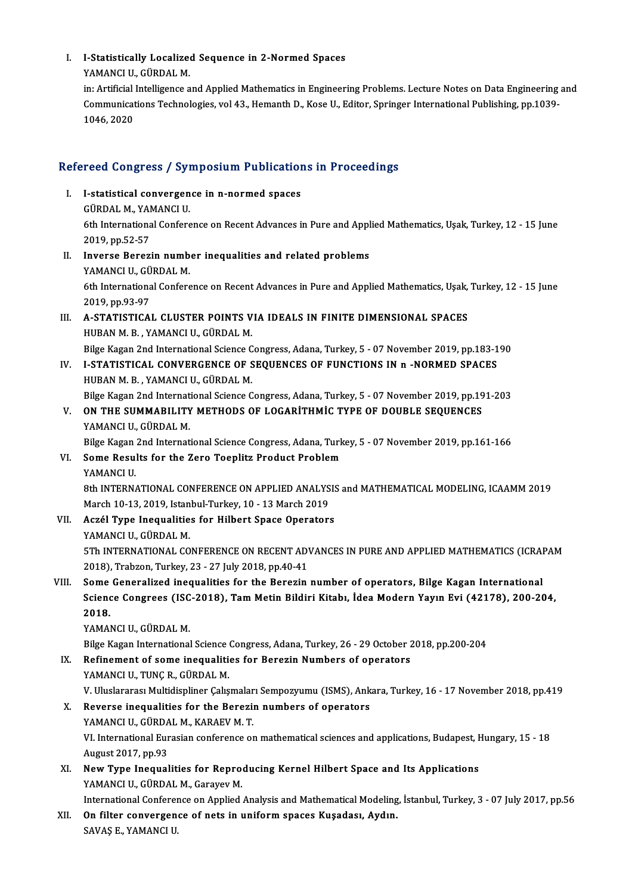I. **I-Statistically Localized Sequence in 2-Normed Spaces**
YAMANCI U., GÜRDAL M.
in: Artificial Intelligence and Applied Mathematics in Engineering Problems. Lecture Notes on Data Engineering and Communications Technologies, vol 43., Hemanth D., Kose U., Editor, Springer International Publishing, pp.1039-1046, 2020

## Refereed Congress / Symposium Publications in Proceedings

I. **I-statistical convergence in n-normed spaces**
GÜRDAL M., YAMANCI U.
6th International Conference on Recent Advances in Pure and Applied Mathematics, Uşak, Turkey, 12 - 15 June 2019, pp.52-57

II. **Inverse Berezin number inequalities and related problems**
YAMANCI U., GÜRDAL M.
6th International Conference on Recent Advances in Pure and Applied Mathematics, Uşak, Turkey, 12 - 15 June 2019, pp.93-97

III. **A-STATISTICAL CLUSTER POINTS VIA IDEALS IN FINITE DIMENSIONAL SPACES**
HUBAN M. B. , YAMANCI U., GÜRDAL M.
Bilge Kagan 2nd International Science Congress, Adana, Turkey, 5 - 07 November 2019, pp.183-190

IV. **I-STATISTICAL CONVERGENCE OF SEQUENCES OF FUNCTIONS IN n -NORMED SPACES**
HUBAN M. B. , YAMANCI U., GÜRDAL M.
Bilge Kagan 2nd International Science Congress, Adana, Turkey, 5 - 07 November 2019, pp.191-203

V. **ON THE SUMMABILITY METHODS OF LOGARİTHMİC TYPE OF DOUBLE SEQUENCES**
YAMANCI U., GÜRDAL M.
Bilge Kagan 2nd International Science Congress, Adana, Turkey, 5 - 07 November 2019, pp.161-166

VI. **Some Results for the Zero Toeplitz Product Problem**
YAMANCI U.
8th INTERNATIONAL CONFERENCE ON APPLIED ANALYSIS and MATHEMATICAL MODELING, ICAAMM 2019 March 10-13, 2019, Istanbul-Turkey, 10 - 13 March 2019

VII. **Aczél Type Inequalities for Hilbert Space Operators**
YAMANCI U., GÜRDAL M.
5Th INTERNATIONAL CONFERENCE ON RECENT ADVANCES IN PURE AND APPLIED MATHEMATICS (ICRAPAM 2018), Trabzon, Turkey, 23 - 27 July 2018, pp.40-41

VIII. **Some Generalized inequalities for the Berezin number of operators, Bilge Kagan International Science Congrees (ISC-2018), Tam Metin Bildiri Kitabı, İdea Modern Yayın Evi (42178), 200-204, 2018.**
YAMANCI U., GÜRDAL M.
Bilge Kagan International Science Congress, Adana, Turkey, 26 - 29 October 2018, pp.200-204

IX. **Refinement of some inequalities for Berezin Numbers of operators**
YAMANCI U., TUNÇ R., GÜRDAL M.
V. Uluslararası Multidispliner Çalışmaları Sempozyumu (ISMS), Ankara, Turkey, 16 - 17 November 2018, pp.419

X. **Reverse inequalities for the Berezin numbers of operators**
YAMANCI U., GÜRDAL M., KARAEV M. T.
VI. International Eurasian conference on mathematical sciences and applications, Budapest, Hungary, 15 - 18 August 2017, pp.93

XI. **New Type Inequalities for Reproducing Kernel Hilbert Space and Its Applications**
YAMANCI U., GÜRDAL M., Garayev M.
International Conference on Applied Analysis and Mathematical Modeling, İstanbul, Turkey, 3 - 07 July 2017, pp.56

XII. **On filter convergence of nets in uniform spaces Kuşadası, Aydın.**
SAVAŞ E., YAMANCI U.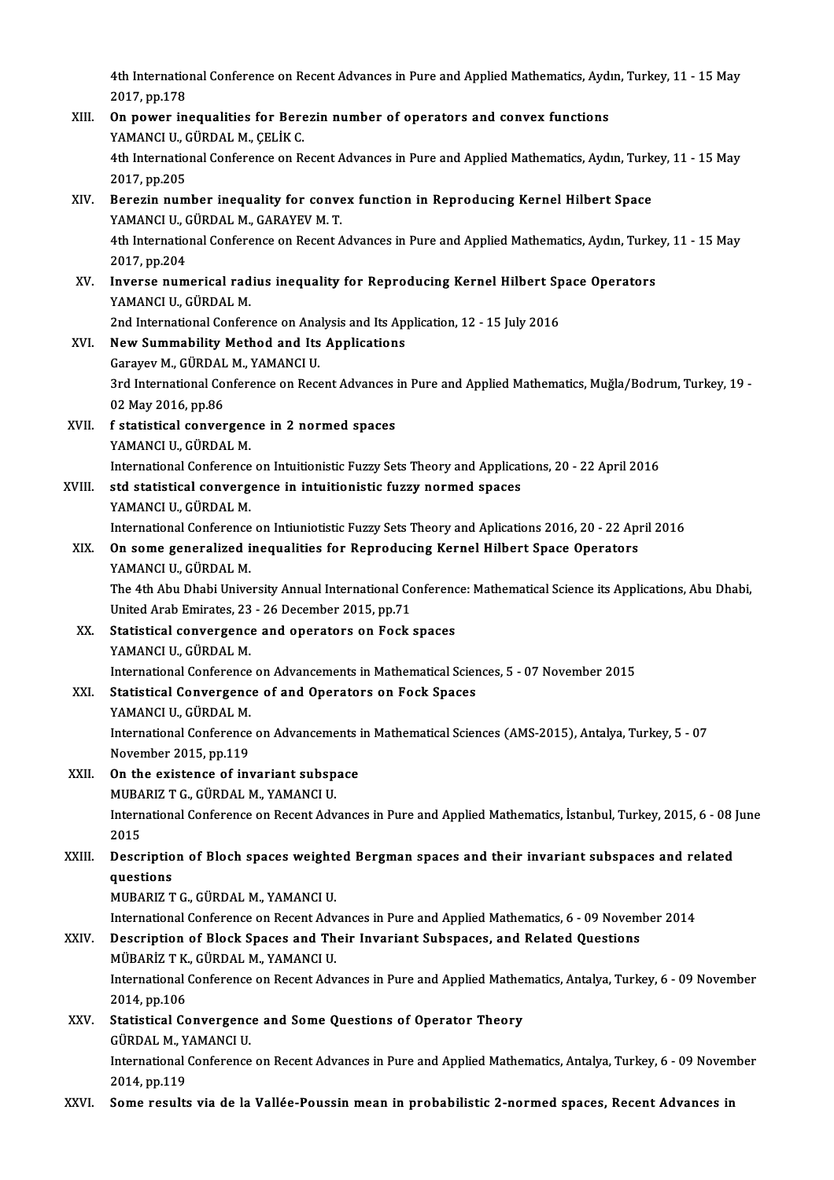4th International Conference on Recent Advances in Pure and Applied Mathematics, Aydın, Turkey, 11 - 15 May 2017, pp.178

XIII. **On power inequalities for Berezin number of operators and convex functions**
YAMANCI U., GÜRDAL M., ÇELİK C.
4th International Conference on Recent Advances in Pure and Applied Mathematics, Aydın, Turkey, 11 - 15 May 2017, pp.205

XIV. **Berezin number inequality for convex function in Reproducing Kernel Hilbert Space**
YAMANCI U., GÜRDAL M., GARAYEV M. T.
4th International Conference on Recent Advances in Pure and Applied Mathematics, Aydın, Turkey, 11 - 15 May 2017, pp.204

XV. **Inverse numerical radius inequality for Reproducing Kernel Hilbert Space Operators**
YAMANCI U., GÜRDAL M.
2nd International Conference on Analysis and Its Application, 12 - 15 July 2016

XVI. **New Summability Method and Its Applications**
Garayev M., GÜRDAL M., YAMANCI U.
3rd International Conference on Recent Advances in Pure and Applied Mathematics, Muğla/Bodrum, Turkey, 19 - 02 May 2016, pp.86

XVII. **f statistical convergence in 2 normed spaces**
YAMANCI U., GÜRDAL M.
International Conference on Intuitionistic Fuzzy Sets Theory and Applications, 20 - 22 April 2016

XVIII. **std statistical convergence in intuitionistic fuzzy normed spaces**
YAMANCI U., GÜRDAL M.
International Conference on Intiuniotistic Fuzzy Sets Theory and Aplications 2016, 20 - 22 April 2016

XIX. **On some generalized inequalities for Reproducing Kernel Hilbert Space Operators**
YAMANCI U., GÜRDAL M.
The 4th Abu Dhabi University Annual International Conference: Mathematical Science its Applications, Abu Dhabi, United Arab Emirates, 23 - 26 December 2015, pp.71

XX. **Statistical convergence and operators on Fock spaces**
YAMANCI U., GÜRDAL M.
International Conference on Advancements in Mathematical Sciences, 5 - 07 November 2015

XXI. **Statistical Convergence of and Operators on Fock Spaces**
YAMANCI U., GÜRDAL M.
International Conference on Advancements in Mathematical Sciences (AMS-2015), Antalya, Turkey, 5 - 07 November 2015, pp.119

XXII. **On the existence of invariant subspace**
MUBARIZ T G., GÜRDAL M., YAMANCI U.
International Conference on Recent Advances in Pure and Applied Mathematics, İstanbul, Turkey, 2015, 6 - 08 June 2015

XXIII. **Description of Bloch spaces weighted Bergman spaces and their invariant subspaces and related questions**
MUBARIZ T G., GÜRDAL M., YAMANCI U.
International Conference on Recent Advances in Pure and Applied Mathematics, 6 - 09 November 2014

XXIV. **Description of Block Spaces and Their Invariant Subspaces, and Related Questions**
MÜBARİZ T K., GÜRDAL M., YAMANCI U.
International Conference on Recent Advances in Pure and Applied Mathematics, Antalya, Turkey, 6 - 09 November 2014, pp.106

XXV. **Statistical Convergence and Some Questions of Operator Theory**
GÜRDAL M., YAMANCI U.
International Conference on Recent Advances in Pure and Applied Mathematics, Antalya, Turkey, 6 - 09 November 2014, pp.119

XXVI. **Some results via de la Vallée-Poussin mean in probabilistic 2-normed spaces, Recent Advances in**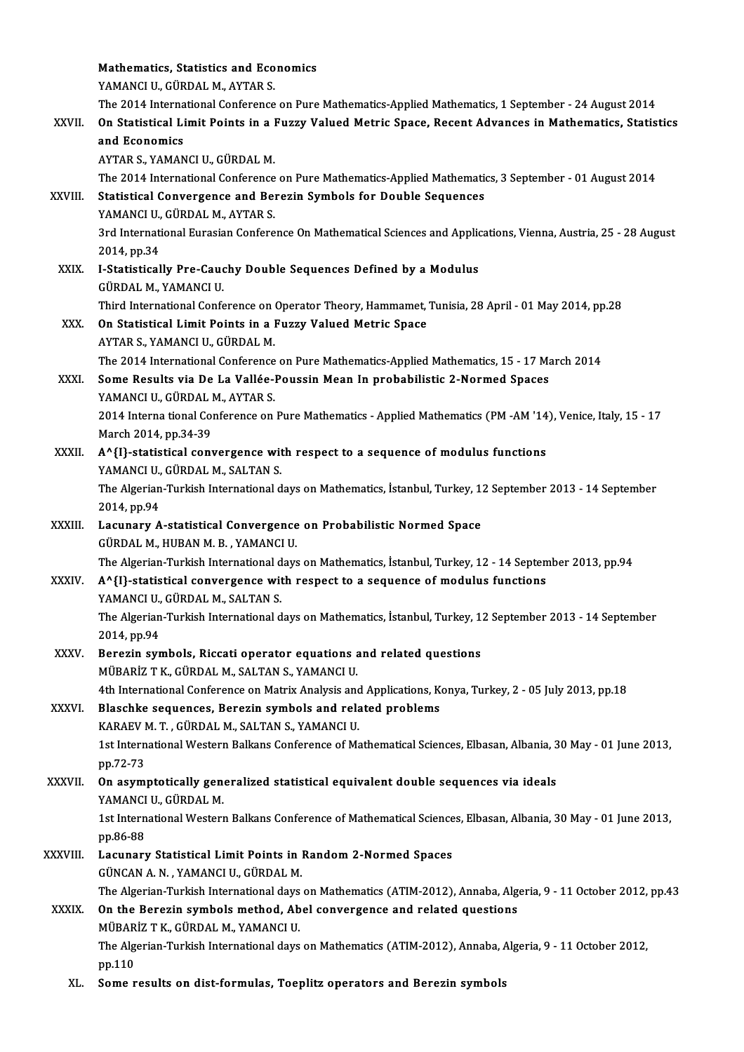**Mathematics, Statistics and Economics**
YAMANCI U., GÜRDAL M., AYTAR S.
The 2014 International Conference on Pure Mathematics-Applied Mathematics, 1 September - 24 August 2014

XXVII. **On Statistical Limit Points in a Fuzzy Valued Metric Space, Recent Advances in Mathematics, Statistics and Economics**
AYTAR S., YAMANCI U., GÜRDAL M.
The 2014 International Conference on Pure Mathematics-Applied Mathematics, 3 September - 01 August 2014

XXVIII. **Statistical Convergence and Berezin Symbols for Double Sequences**
YAMANCI U., GÜRDAL M., AYTAR S.
3rd International Eurasian Conference On Mathematical Sciences and Applications, Vienna, Austria, 25 - 28 August 2014, pp.34

XXIX. **I-Statistically Pre-Cauchy Double Sequences Defined by a Modulus**
GÜRDAL M., YAMANCI U.
Third International Conference on Operator Theory, Hammamet, Tunisia, 28 April - 01 May 2014, pp.28

XXX. **On Statistical Limit Points in a Fuzzy Valued Metric Space**
AYTAR S., YAMANCI U., GÜRDAL M.
The 2014 International Conference on Pure Mathematics-Applied Mathematics, 15 - 17 March 2014

XXXI. **Some Results via De La Vallée-Poussin Mean In probabilistic 2-Normed Spaces**
YAMANCI U., GÜRDAL M., AYTAR S.
2014 Interna tional Conference on Pure Mathematics - Applied Mathematics (PM -AM '14), Venice, Italy, 15 - 17 March 2014, pp.34-39

XXXII. **A^{I}-statistical convergence with respect to a sequence of modulus functions**
YAMANCI U., GÜRDAL M., SALTAN S.
The Algerian-Turkish International days on Mathematics, İstanbul, Turkey, 12 September 2013 - 14 September 2014, pp.94

XXXIII. **Lacunary A-statistical Convergence on Probabilistic Normed Space**
GÜRDAL M., HUBAN M. B. , YAMANCI U.
The Algerian-Turkish International days on Mathematics, İstanbul, Turkey, 12 - 14 September 2013, pp.94

XXXIV. **A^{I}-statistical convergence with respect to a sequence of modulus functions**
YAMANCI U., GÜRDAL M., SALTAN S.
The Algerian-Turkish International days on Mathematics, İstanbul, Turkey, 12 September 2013 - 14 September 2014, pp.94

XXXV. **Berezin symbols, Riccati operator equations and related questions**
MÜBARİZ T K., GÜRDAL M., SALTAN S., YAMANCI U.
4th International Conference on Matrix Analysis and Applications, Konya, Turkey, 2 - 05 July 2013, pp.18

XXXVI. **Blaschke sequences, Berezin symbols and related problems**
KARAEV M. T. , GÜRDAL M., SALTAN S., YAMANCI U.
1st International Western Balkans Conference of Mathematical Sciences, Elbasan, Albania, 30 May - 01 June 2013, pp.72-73

XXXVII. **On asymptotically generalized statistical equivalent double sequences via ideals**
YAMANCI U., GÜRDAL M.
1st International Western Balkans Conference of Mathematical Sciences, Elbasan, Albania, 30 May - 01 June 2013, pp.86-88

XXXVIII. **Lacunary Statistical Limit Points in Random 2-Normed Spaces**
GÜNCAN A. N. , YAMANCI U., GÜRDAL M.
The Algerian-Turkish International days on Mathematics (ATIM-2012), Annaba, Algeria, 9 - 11 October 2012, pp.43

XXXIX. **On the Berezin symbols method, Abel convergence and related questions**
MÜBARİZ T K., GÜRDAL M., YAMANCI U.
The Algerian-Turkish International days on Mathematics (ATIM-2012), Annaba, Algeria, 9 - 11 October 2012, pp.110

XL. **Some results on dist-formulas, Toeplitz operators and Berezin symbols**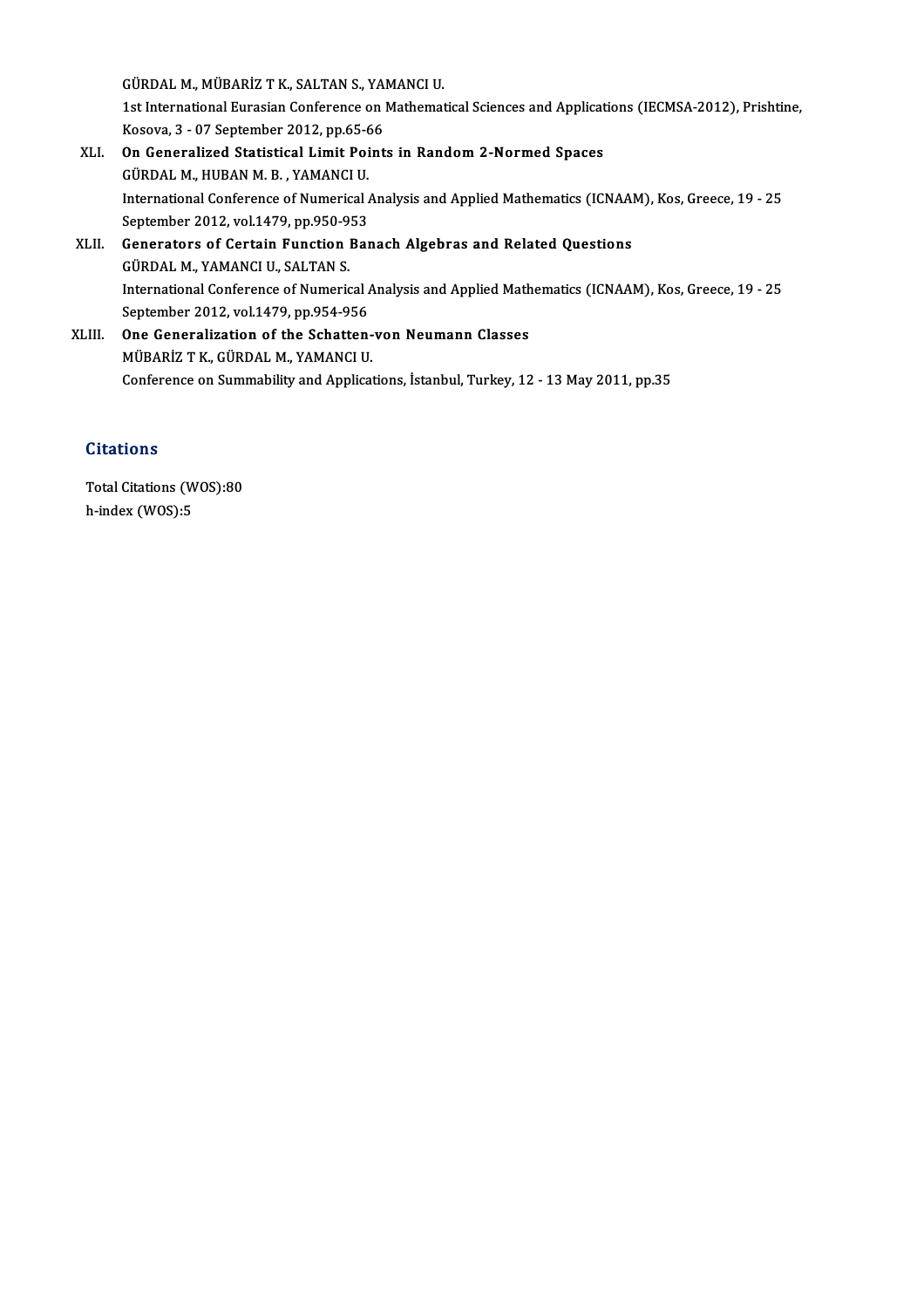GÜRDAL M., MÜBARİZ T K., SALTAN S., YAMANCI U.
1st International Eurasian Conference on Mathematical Sciences and Applications (IECMSA-2012), Prishtine, Kosova, 3 - 07 September 2012, pp.65-66

XLI. **On Generalized Statistical Limit Points in Random 2-Normed Spaces**
GÜRDAL M., HUBAN M. B. , YAMANCI U.
International Conference of Numerical Analysis and Applied Mathematics (ICNAAM), Kos, Greece, 19 - 25 September 2012, vol.1479, pp.950-953

XLII. **Generators of Certain Function Banach Algebras and Related Questions**
GÜRDAL M., YAMANCI U., SALTAN S.
International Conference of Numerical Analysis and Applied Mathematics (ICNAAM), Kos, Greece, 19 - 25 September 2012, vol.1479, pp.954-956

XLIII. **One Generalization of the Schatten-von Neumann Classes**
MÜBARİZ T K., GÜRDAL M., YAMANCI U.
Conference on Summability and Applications, İstanbul, Turkey, 12 - 13 May 2011, pp.35

## Citations

Total Citations (WOS):80
h-index (WOS):5